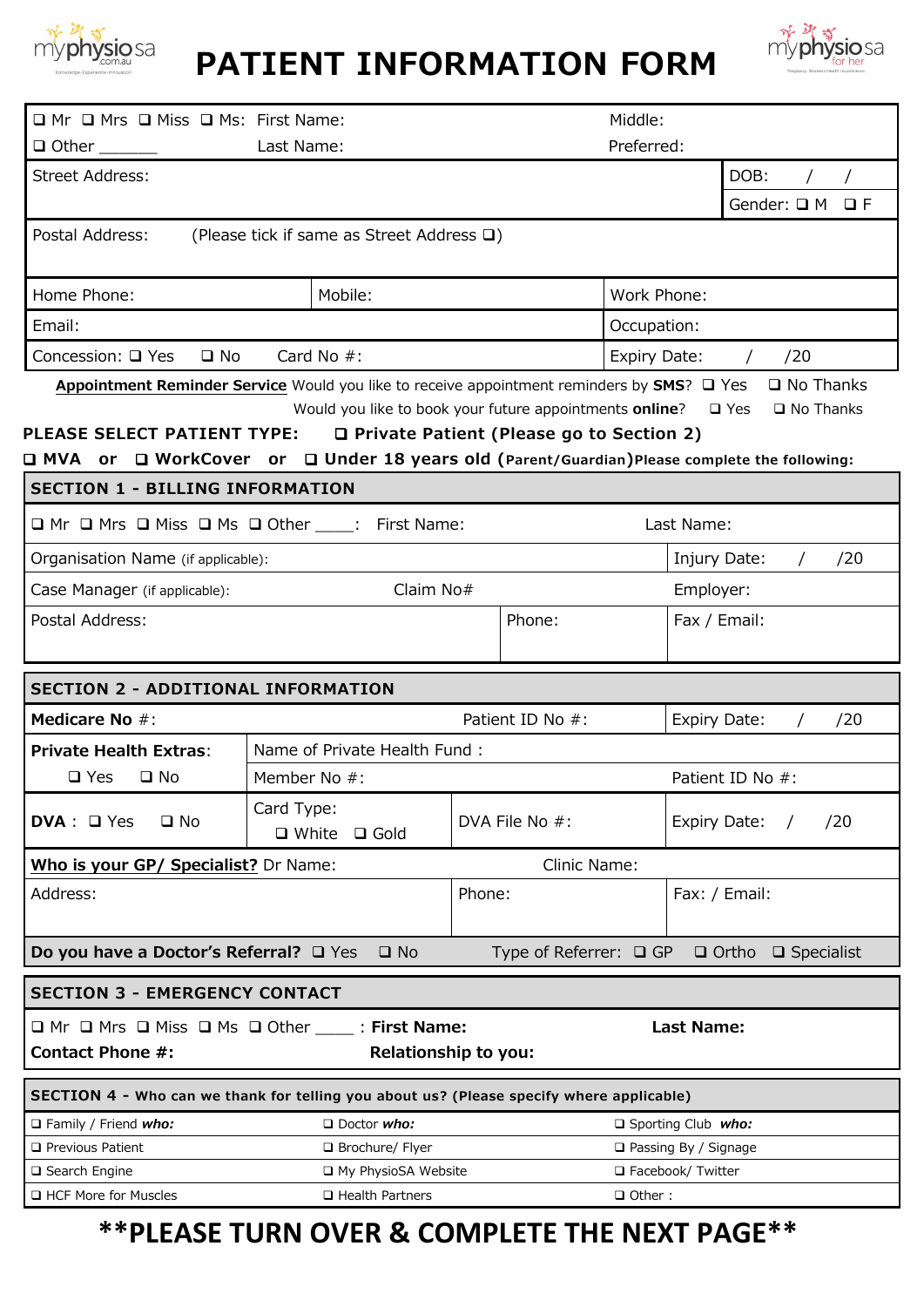# PATIENT INFORMATION FORM

| ❑ Mr ❑ Mrs ❑ Miss ❑ Ms: First Name: | | Middle: | |
|---|---|---|---|
| ❑ Other _______ Last Name: | | Preferred: | |
| Street Address: | | | DOB: / / |
| | | | Gender: ❑ M ❑ F |
| Postal Address: (Please tick if same as Street Address ❑) | | | |
| Home Phone: | Mobile: | Work Phone: | |
| Email: | | Occupation: | |
| Concession: ❑ Yes ❑ No Card No #: | | Expiry Date: / /20 | |

**Appointment Reminder Service** Would you like to receive appointment reminders by **SMS**? ❑ Yes ❑ No Thanks

Would you like to book your future appointments **online**? ❑ Yes ❑ No Thanks

**PLEASE SELECT PATIENT TYPE: ❑ Private Patient (Please go to Section 2)**

**❑ MVA or ❑ WorkCover or ❑ Under 18 years old (Parent/Guardian) Please complete the following:**

## SECTION 1 - BILLING INFORMATION

| ❑ Mr ❑ Mrs ❑ Miss ❑ Ms ❑ Other ____: First Name: | | Last Name: |
|---|---|---|
| Organisation Name (if applicable): | | Injury Date: / /20 |
| Case Manager (if applicable): Claim No# | | Employer: |
| Postal Address: | Phone: | Fax / Email: |

## SECTION 2 - ADDITIONAL INFORMATION

| **Medicare No** #: | | Patient ID No #: | Expiry Date: / /20 |
|---|---|---|---|
| **Private Health Extras**: | Name of Private Health Fund : | | |
| ❑ Yes ❑ No | Member No #: | | Patient ID No #: |
| **DVA** : ❑ Yes ❑ No | Card Type: ❑ White ❑ Gold | DVA File No #: | Expiry Date: / /20 |
| **Who is your GP/ Specialist?** Dr Name: | | Clinic Name: | |
| Address: | | Phone: | Fax: / Email: |
| **Do you have a Doctor's Referral?** ❑ Yes ❑ No | | Type of Referrer: ❑ GP ❑ Ortho ❑ Specialist | |

## SECTION 3 - EMERGENCY CONTACT

❑ Mr ❑ Mrs ❑ Miss ❑ Ms ❑ Other ____ : **First Name:** **Last Name:**

**Contact Phone #:** **Relationship to you:**

## SECTION 4 - Who can we thank for telling you about us? (Please specify where applicable)

| | | |
|---|---|---|
| ❑ Family / Friend ***who:*** | ❑ Doctor ***who:*** | ❑ Sporting Club ***who:*** |
| ❑ Previous Patient | ❑ Brochure/ Flyer | ❑ Passing By / Signage |
| ❑ Search Engine | ❑ My PhysioSA Website | ❑ Facebook/ Twitter |
| ❑ HCF More for Muscles | ❑ Health Partners | ❑ Other : |

**\*\*PLEASE TURN OVER & COMPLETE THE NEXT PAGE\*\***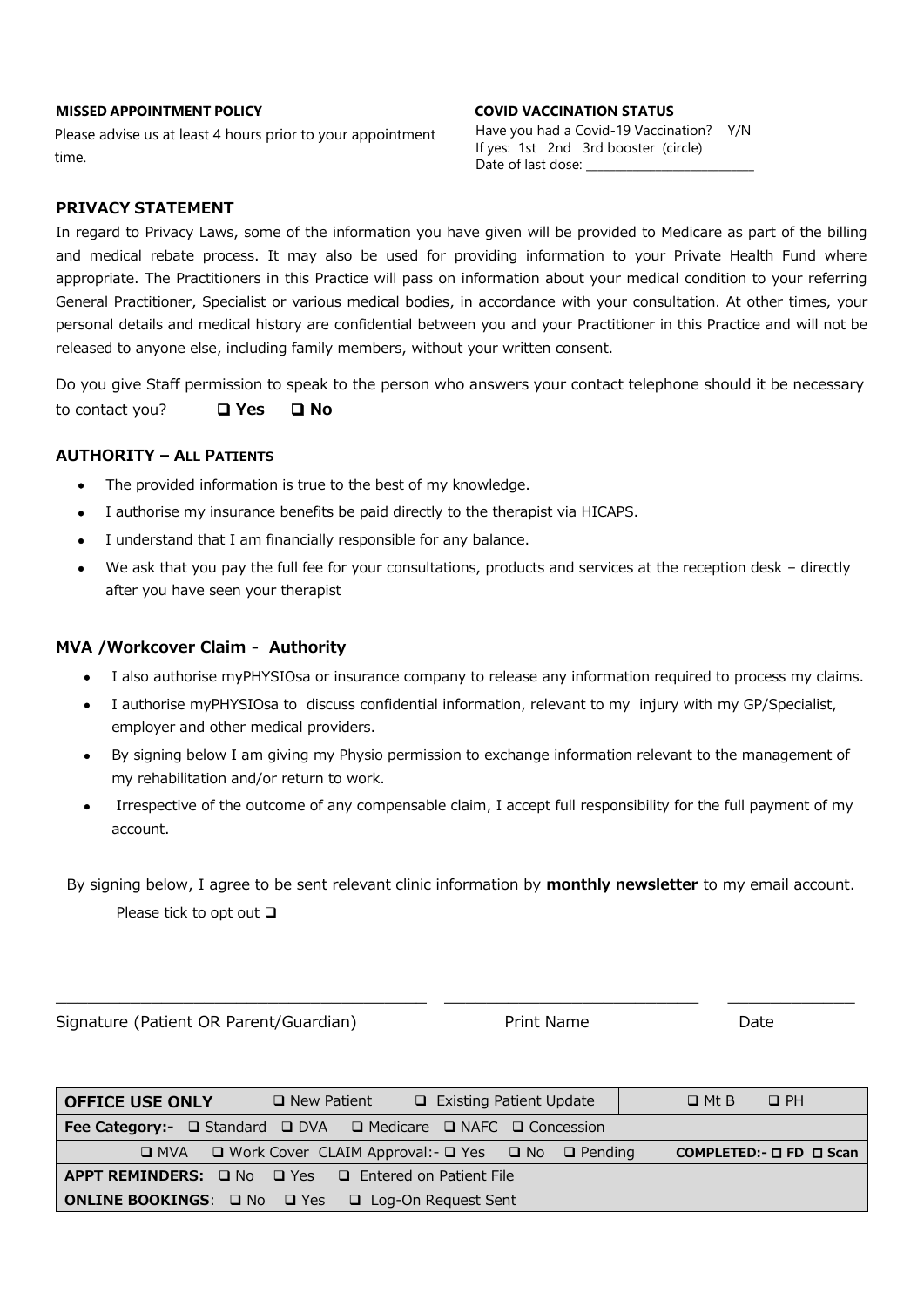**MISSED APPOINTMENT POLICY**

Please advise us at least 4 hours prior to your appointment time.

**COVID VACCINATION STATUS**

Have you had a Covid-19 Vaccination? Y/N

If yes: 1st 2nd 3rd booster (circle)

Date of last dose: ___________________________

## PRIVACY STATEMENT

In regard to Privacy Laws, some of the information you have given will be provided to Medicare as part of the billing and medical rebate process. It may also be used for providing information to your Private Health Fund where appropriate. The Practitioners in this Practice will pass on information about your medical condition to your referring General Practitioner, Specialist or various medical bodies, in accordance with your consultation. At other times, your personal details and medical history are confidential between you and your Practitioner in this Practice and will not be released to anyone else, including family members, without your written consent.

Do you give Staff permission to speak to the person who answers your contact telephone should it be necessary to contact you? ❑ **Yes** ❑ **No**

### AUTHORITY – ALL PATIENTS

- The provided information is true to the best of my knowledge.
- I authorise my insurance benefits be paid directly to the therapist via HICAPS.
- I understand that I am financially responsible for any balance.
- We ask that you pay the full fee for your consultations, products and services at the reception desk – directly after you have seen your therapist

### MVA /Workcover Claim - Authority

- I also authorise myPHYSIOsa or insurance company to release any information required to process my claims.
- I authorise myPHYSIOsa to discuss confidential information, relevant to my injury with my GP/Specialist, employer and other medical providers.
- By signing below I am giving my Physio permission to exchange information relevant to the management of my rehabilitation and/or return to work.
- Irrespective of the outcome of any compensable claim, I accept full responsibility for the full payment of my account.

By signing below, I agree to be sent relevant clinic information by **monthly newsletter** to my email account.

Please tick to opt out ❑

_________________________________________ _____________________________ ______________

Signature (Patient OR Parent/Guardian) Print Name Date

| | | |
|---|---|---|
| **OFFICE USE ONLY** | ❑ New Patient ❑ Existing Patient Update | ❑ Mt B ❑ PH |
| **Fee Category:-** ❑ Standard ❑ DVA ❑ Medicare ❑ NAFC ❑ Concession | | |
| ❑ MVA ❑ Work Cover CLAIM Approval:- ❑ Yes ❑ No ❑ Pending | | **COMPLETED:-** ☐ **FD** ☐ **Scan** |
| **APPT REMINDERS:** ❑ No ❑ Yes ❑ Entered on Patient File | | |
| **ONLINE BOOKINGS**: ❑ No ❑ Yes ❑ Log-On Request Sent | | |